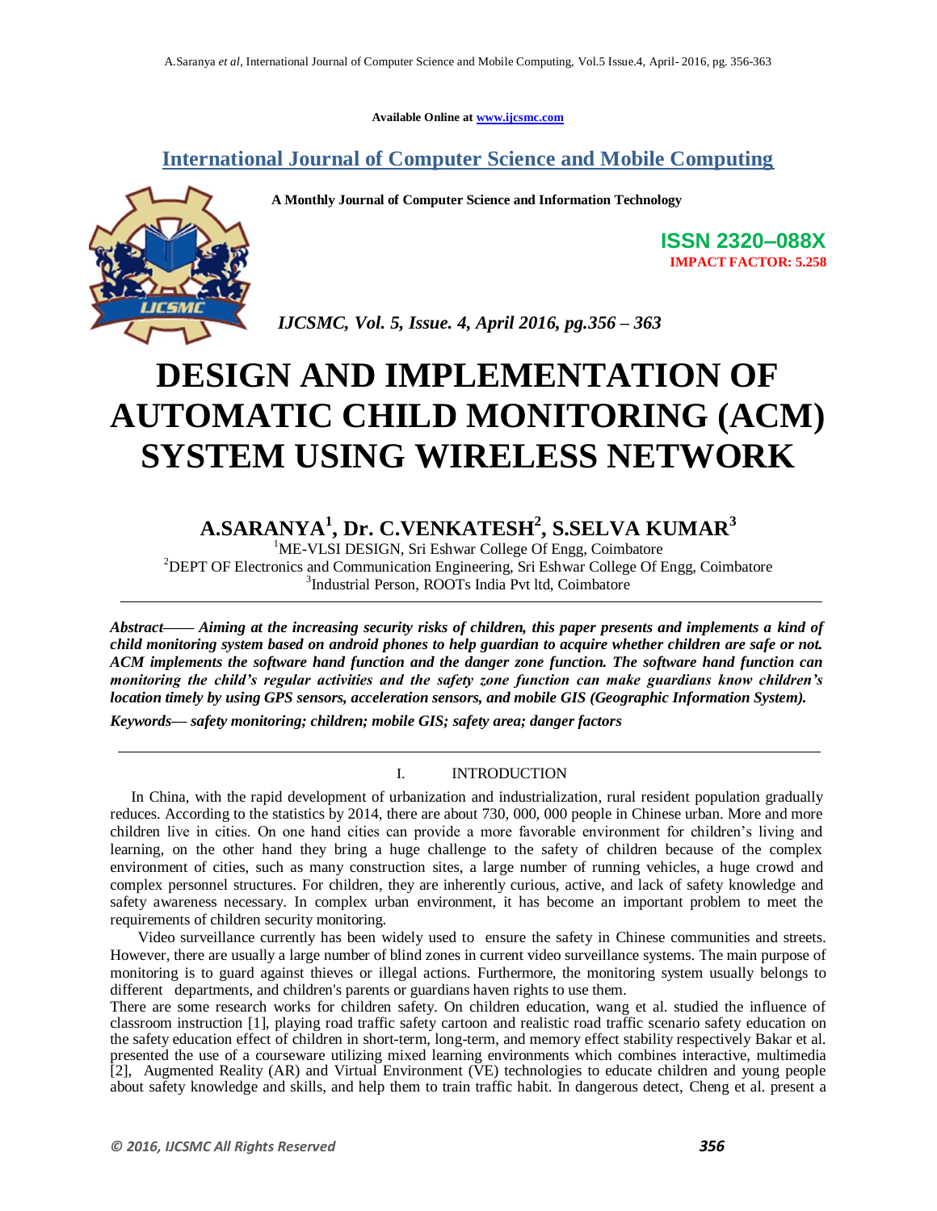Available Online at www.ijcsmc.com

# International Journal of Computer Science and Mobile Computing

**A Monthly Journal of Computer Science and Information Technology**

**ISSN 2320–088X**
**IMPACT FACTOR: 5.258**

*IJCSMC, Vol. 5, Issue. 4, April 2016, pg.356 – 363*

# DESIGN AND IMPLEMENTATION OF AUTOMATIC CHILD MONITORING (ACM) SYSTEM USING WIRELESS NETWORK

## A.SARANYA[1], Dr. C.VENKATESH[2], S.SELVA KUMAR[3]

[1]ME-VLSI DESIGN, Sri Eshwar College Of Engg, Coimbatore
[2]DEPT OF Electronics and Communication Engineering, Sri Eshwar College Of Engg, Coimbatore
[3]Industrial Person, ROOTs India Pvt ltd, Coimbatore

---

***Abstract*— Aiming at the increasing security risks of children, this paper presents and implements a kind of child monitoring system based on android phones to help guardian to acquire whether children are safe or not. ACM implements the software hand function and the danger zone function. The software hand function can monitoring the child's regular activities and the safety zone function can make guardians know children's location timely by using GPS sensors, acceleration sensors, and mobile GIS (Geographic Information System).**

***Keywords*— safety monitoring; children; mobile GIS; safety area; danger factors**

---

## I. INTRODUCTION

In China, with the rapid development of urbanization and industrialization, rural resident population gradually reduces. According to the statistics by 2014, there are about 730, 000, 000 people in Chinese urban. More and more children live in cities. On one hand cities can provide a more favorable environment for children's living and learning, on the other hand they bring a huge challenge to the safety of children because of the complex environment of cities, such as many construction sites, a large number of running vehicles, a huge crowd and complex personnel structures. For children, they are inherently curious, active, and lack of safety knowledge and safety awareness necessary. In complex urban environment, it has become an important problem to meet the requirements of children security monitoring.

Video surveillance currently has been widely used to ensure the safety in Chinese communities and streets. However, there are usually a large number of blind zones in current video surveillance systems. The main purpose of monitoring is to guard against thieves or illegal actions. Furthermore, the monitoring system usually belongs to different departments, and children's parents or guardians haven rights to use them.

There are some research works for children safety. On children education, wang et al. studied the influence of classroom instruction [1], playing road traffic safety cartoon and realistic road traffic scenario safety education on the safety education effect of children in short-term, long-term, and memory effect stability respectively Bakar et al. presented the use of a courseware utilizing mixed learning environments which combines interactive, multimedia [2], Augmented Reality (AR) and Virtual Environment (VE) technologies to educate children and young people about safety knowledge and skills, and help them to train traffic habit. In dangerous detect, Cheng et al. present a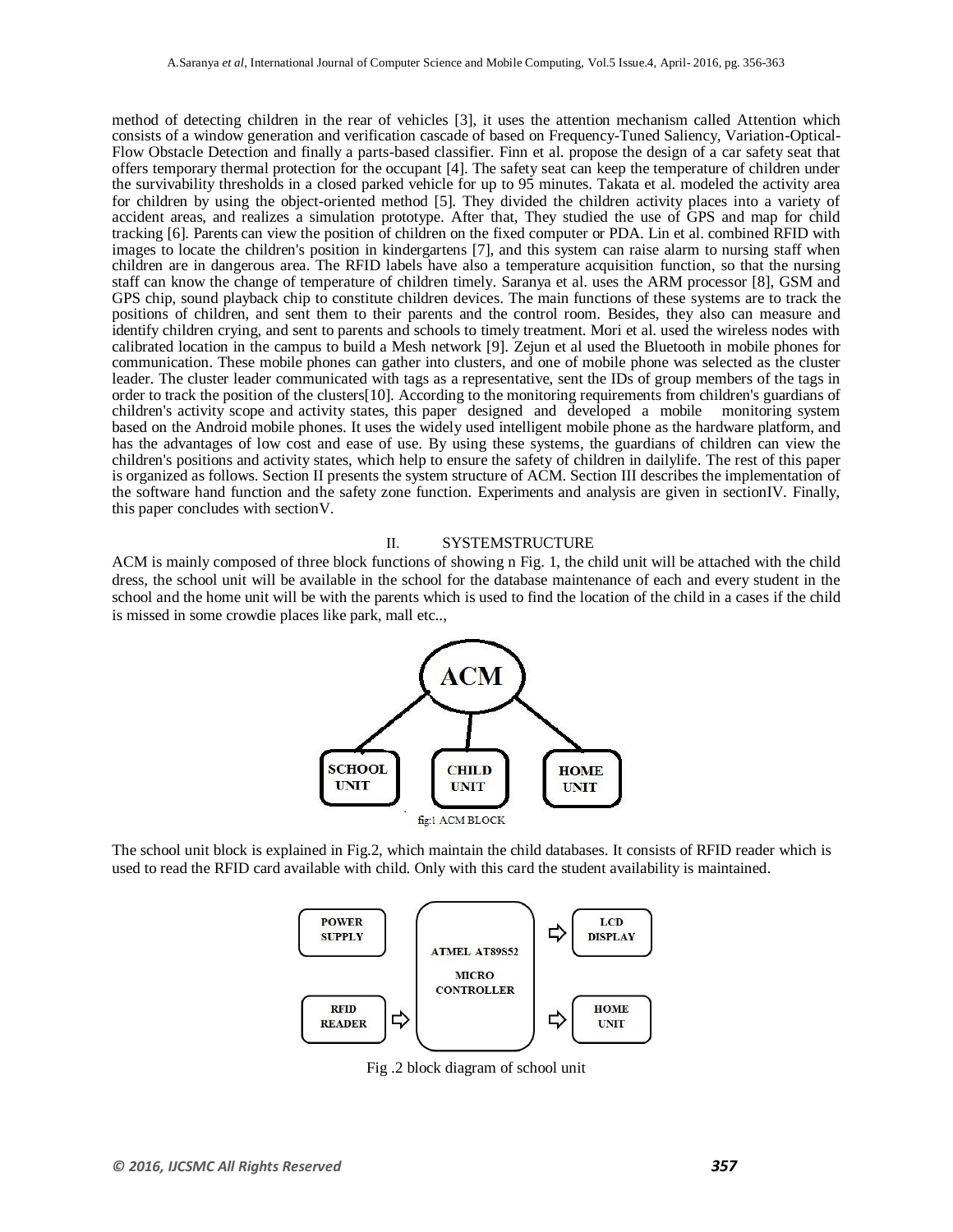method of detecting children in the rear of vehicles [3], it uses the attention mechanism called Attention which consists of a window generation and verification cascade of based on Frequency-Tuned Saliency, Variation-Optical-Flow Obstacle Detection and finally a parts-based classifier. Finn et al. propose the design of a car safety seat that offers temporary thermal protection for the occupant [4]. The safety seat can keep the temperature of children under the survivability thresholds in a closed parked vehicle for up to 95 minutes. Takata et al. modeled the activity area for children by using the object-oriented method [5]. They divided the children activity places into a variety of accident areas, and realizes a simulation prototype. After that, They studied the use of GPS and map for child tracking [6]. Parents can view the position of children on the fixed computer or PDA. Lin et al. combined RFID with images to locate the children's position in kindergartens [7], and this system can raise alarm to nursing staff when children are in dangerous area. The RFID labels have also a temperature acquisition function, so that the nursing staff can know the change of temperature of children timely. Saranya et al. uses the ARM processor [8], GSM and GPS chip, sound playback chip to constitute children devices. The main functions of these systems are to track the positions of children, and sent them to their parents and the control room. Besides, they also can measure and identify children crying, and sent to parents and schools to timely treatment. Mori et al. used the wireless nodes with calibrated location in the campus to build a Mesh network [9]. Zejun et al used the Bluetooth in mobile phones for communication. These mobile phones can gather into clusters, and one of mobile phone was selected as the cluster leader. The cluster leader communicated with tags as a representative, sent the IDs of group members of the tags in order to track the position of the clusters[10]. According to the monitoring requirements from children's guardians of children's activity scope and activity states, this paper designed and developed a mobile monitoring system based on the Android mobile phones. It uses the widely used intelligent mobile phone as the hardware platform, and has the advantages of low cost and ease of use. By using these systems, the guardians of children can view the children's positions and activity states, which help to ensure the safety of children in dailylife. The rest of this paper is organized as follows. Section II presents the system structure of ACM. Section III describes the implementation of the software hand function and the safety zone function. Experiments and analysis are given in sectionIV. Finally, this paper concludes with sectionV.

## II. SYSTEMSTRUCTURE

ACM is mainly composed of three block functions of showing n Fig. 1, the child unit will be attached with the child dress, the school unit will be available in the school for the database maintenance of each and every student in the school and the home unit will be with the parents which is used to find the location of the child in a cases if the child is missed in some crowdie places like park, mall etc..,

ACM

SCHOOL UNIT | CHILD UNIT | HOME UNIT

fig:1 ACM BLOCK

The school unit block is explained in Fig.2, which maintain the child databases. It consists of RFID reader which is used to read the RFID card available with child. Only with this card the student availability is maintained.

POWER SUPPLY | RFID READER | ATMEL AT89S52 MICRO CONTROLLER | LCD DISPLAY | HOME UNIT

Fig .2 block diagram of school unit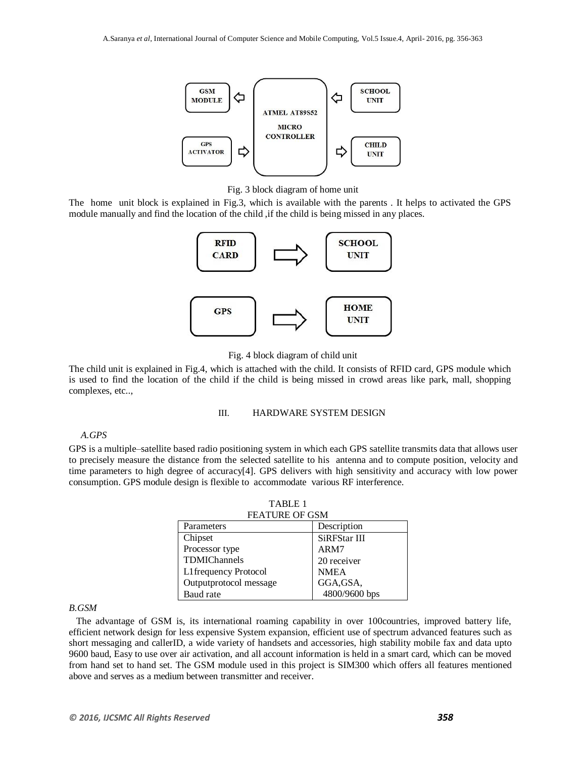Fig. 3 block diagram of home unit

The home unit block is explained in Fig.3, which is available with the parents . It helps to activated the GPS module manually and find the location of the child ,if the child is being missed in any places.

Fig. 4 block diagram of child unit

The child unit is explained in Fig.4, which is attached with the child. It consists of RFID card, GPS module which is used to find the location of the child if the child is being missed in crowd areas like park, mall, shopping complexes, etc..,

## III. HARDWARE SYSTEM DESIGN

### *A.GPS*

GPS is a multiple–satellite based radio positioning system in which each GPS satellite transmits data that allows user to precisely measure the distance from the selected satellite to his antenna and to compute position, velocity and time parameters to high degree of accuracy[4]. GPS delivers with high sensitivity and accuracy with low power consumption. GPS module design is flexible to accommodate various RF interference.

TABLE 1
FEATURE OF GSM

| Parameters | Description |
|---|---|
| Chipset | SiRFStar III |
| Processor type | ARM7 |
| TDMIChannels | 20 receiver |
| L1frequency Protocol | NMEA |
| Outputprotocol message | GGA,GSA, |
| Baud rate | 4800/9600 bps |

### *B.GSM*

The advantage of GSM is, its international roaming capability in over 100countries, improved battery life, efficient network design for less expensive System expansion, efficient use of spectrum advanced features such as short messaging and callerID, a wide variety of handsets and accessories, high stability mobile fax and data upto 9600 baud, Easy to use over air activation, and all account information is held in a smart card, which can be moved from hand set to hand set. The GSM module used in this project is SIM300 which offers all features mentioned above and serves as a medium between transmitter and receiver.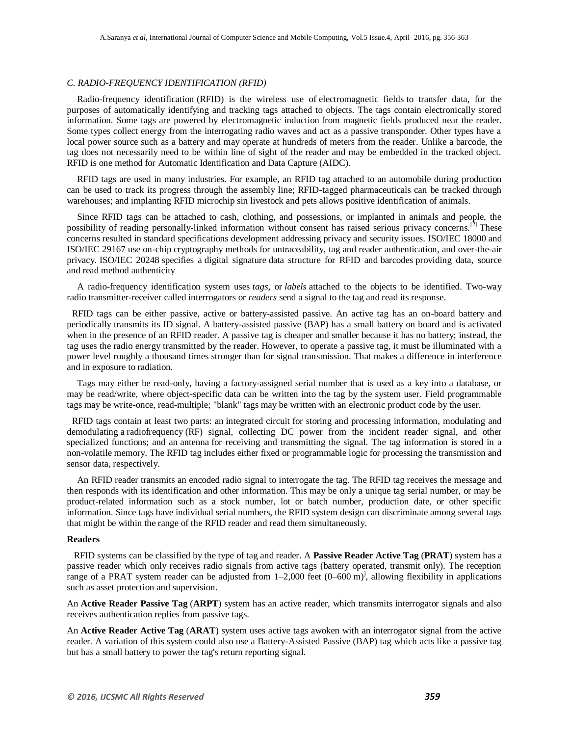### *C. RADIO-FREQUENCY IDENTIFICATION (RFID)*

Radio-frequency identification (RFID) is the wireless use of electromagnetic fields to transfer data, for the purposes of automatically identifying and tracking tags attached to objects. The tags contain electronically stored information. Some tags are powered by electromagnetic induction from magnetic fields produced near the reader. Some types collect energy from the interrogating radio waves and act as a passive transponder. Other types have a local power source such as a battery and may operate at hundreds of meters from the reader. Unlike a barcode, the tag does not necessarily need to be within line of sight of the reader and may be embedded in the tracked object. RFID is one method for Automatic Identification and Data Capture (AIDC).

RFID tags are used in many industries. For example, an RFID tag attached to an automobile during production can be used to track its progress through the assembly line; RFID-tagged pharmaceuticals can be tracked through warehouses; and implanting RFID microchip sin livestock and pets allows positive identification of animals.

Since RFID tags can be attached to cash, clothing, and possessions, or implanted in animals and people, the possibility of reading personally-linked information without consent has raised serious privacy concerns.[2] These concerns resulted in standard specifications development addressing privacy and security issues. ISO/IEC 18000 and ISO/IEC 29167 use on-chip cryptography methods for untraceability, tag and reader authentication, and over-the-air privacy. ISO/IEC 20248 specifies a digital signature data structure for RFID and barcodes providing data, source and read method authenticity

A radio-frequency identification system uses *tags*, or *labels* attached to the objects to be identified. Two-way radio transmitter-receiver called interrogators or *readers* send a signal to the tag and read its response.

RFID tags can be either passive, active or battery-assisted passive. An active tag has an on-board battery and periodically transmits its ID signal. A battery-assisted passive (BAP) has a small battery on board and is activated when in the presence of an RFID reader. A passive tag is cheaper and smaller because it has no battery; instead, the tag uses the radio energy transmitted by the reader. However, to operate a passive tag, it must be illuminated with a power level roughly a thousand times stronger than for signal transmission. That makes a difference in interference and in exposure to radiation.

Tags may either be read-only, having a factory-assigned serial number that is used as a key into a database, or may be read/write, where object-specific data can be written into the tag by the system user. Field programmable tags may be write-once, read-multiple; "blank" tags may be written with an electronic product code by the user.

RFID tags contain at least two parts: an integrated circuit for storing and processing information, modulating and demodulating a radiofrequency (RF) signal, collecting DC power from the incident reader signal, and other specialized functions; and an antenna for receiving and transmitting the signal. The tag information is stored in a non-volatile memory. The RFID tag includes either fixed or programmable logic for processing the transmission and sensor data, respectively.

An RFID reader transmits an encoded radio signal to interrogate the tag. The RFID tag receives the message and then responds with its identification and other information. This may be only a unique tag serial number, or may be product-related information such as a stock number, lot or batch number, production date, or other specific information. Since tags have individual serial numbers, the RFID system design can discriminate among several tags that might be within the range of the RFID reader and read them simultaneously.

**Readers**

RFID systems can be classified by the type of tag and reader. A **Passive Reader Active Tag** (**PRAT**) system has a passive reader which only receives radio signals from active tags (battery operated, transmit only). The reception range of a PRAT system reader can be adjusted from 1–2,000 feet (0–600 m)], allowing flexibility in applications such as asset protection and supervision.

An **Active Reader Passive Tag** (**ARPT**) system has an active reader, which transmits interrogator signals and also receives authentication replies from passive tags.

An **Active Reader Active Tag** (**ARAT**) system uses active tags awoken with an interrogator signal from the active reader. A variation of this system could also use a Battery-Assisted Passive (BAP) tag which acts like a passive tag but has a small battery to power the tag's return reporting signal.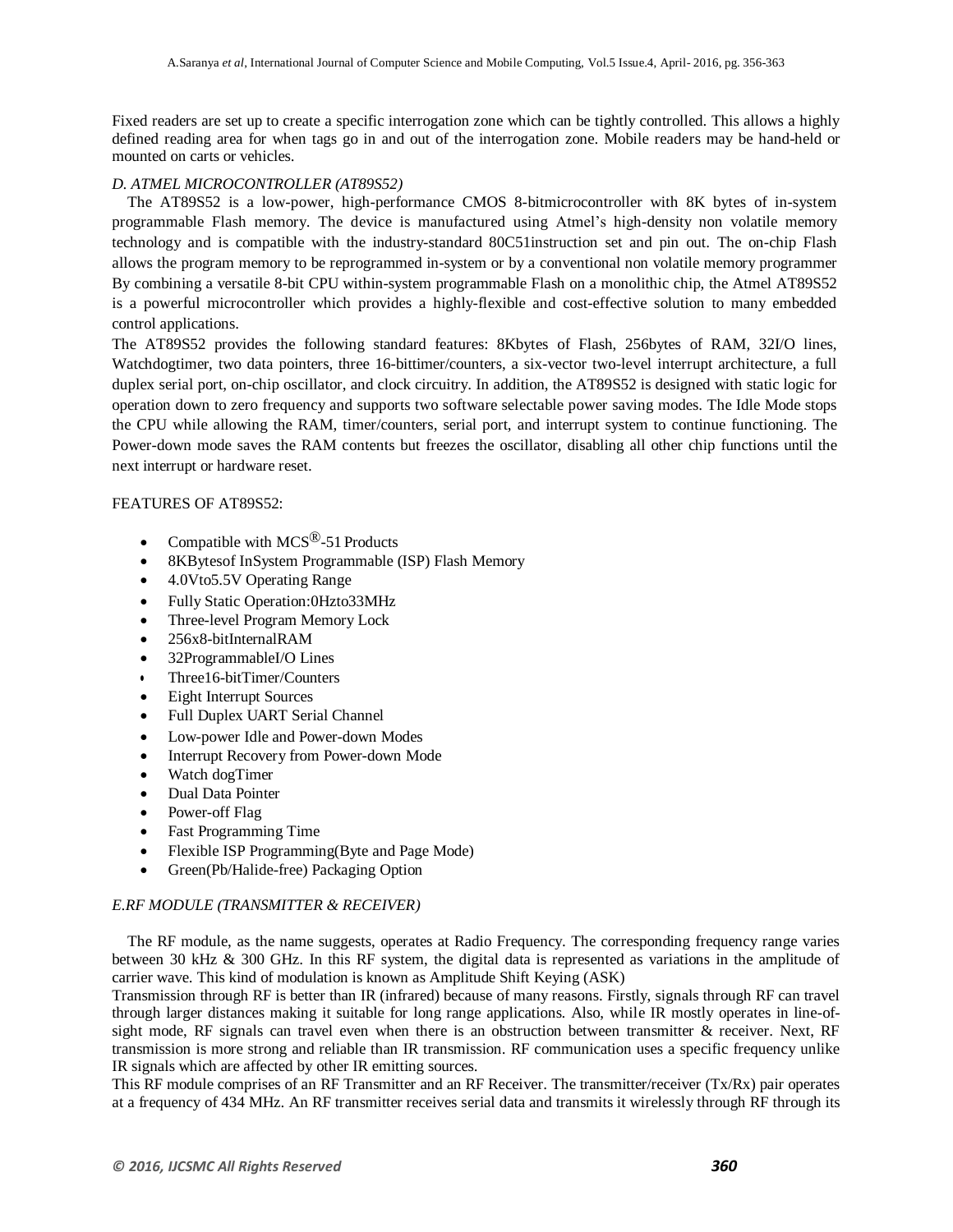Fixed readers are set up to create a specific interrogation zone which can be tightly controlled. This allows a highly defined reading area for when tags go in and out of the interrogation zone. Mobile readers may be hand-held or mounted on carts or vehicles.

### *D. ATMEL MICROCONTROLLER (AT89S52)*

The AT89S52 is a low-power, high-performance CMOS 8-bitmicrocontroller with 8K bytes of in-system programmable Flash memory. The device is manufactured using Atmel's high-density non volatile memory technology and is compatible with the industry-standard 80C51instruction set and pin out. The on-chip Flash allows the program memory to be reprogrammed in-system or by a conventional non volatile memory programmer By combining a versatile 8-bit CPU within-system programmable Flash on a monolithic chip, the Atmel AT89S52 is a powerful microcontroller which provides a highly-flexible and cost-effective solution to many embedded control applications.

The AT89S52 provides the following standard features: 8Kbytes of Flash, 256bytes of RAM, 32I/O lines, Watchdogtimer, two data pointers, three 16-bittimer/counters, a six-vector two-level interrupt architecture, a full duplex serial port, on-chip oscillator, and clock circuitry. In addition, the AT89S52 is designed with static logic for operation down to zero frequency and supports two software selectable power saving modes. The Idle Mode stops the CPU while allowing the RAM, timer/counters, serial port, and interrupt system to continue functioning. The Power-down mode saves the RAM contents but freezes the oscillator, disabling all other chip functions until the next interrupt or hardware reset.

FEATURES OF AT89S52:

- Compatible with MCS®-51 Products
- 8KBytesof InSystem Programmable (ISP) Flash Memory
- 4.0Vto5.5V Operating Range
- Fully Static Operation:0Hzto33MHz
- Three-level Program Memory Lock
- 256x8-bitInternalRAM
- 32ProgrammableI/O Lines
- Three16-bitTimer/Counters
- Eight Interrupt Sources
- Full Duplex UART Serial Channel
- Low-power Idle and Power-down Modes
- Interrupt Recovery from Power-down Mode
- Watch dogTimer
- Dual Data Pointer
- Power-off Flag
- Fast Programming Time
- Flexible ISP Programming(Byte and Page Mode)
- Green(Pb/Halide-free) Packaging Option

### *E.RF MODULE (TRANSMITTER & RECEIVER)*

The RF module, as the name suggests, operates at Radio Frequency. The corresponding frequency range varies between 30 kHz & 300 GHz. In this RF system, the digital data is represented as variations in the amplitude of carrier wave. This kind of modulation is known as Amplitude Shift Keying (ASK)

Transmission through RF is better than IR (infrared) because of many reasons. Firstly, signals through RF can travel through larger distances making it suitable for long range applications. Also, while IR mostly operates in line-of-sight mode, RF signals can travel even when there is an obstruction between transmitter & receiver. Next, RF transmission is more strong and reliable than IR transmission. RF communication uses a specific frequency unlike IR signals which are affected by other IR emitting sources.

This RF module comprises of an RF Transmitter and an RF Receiver. The transmitter/receiver (Tx/Rx) pair operates at a frequency of 434 MHz. An RF transmitter receives serial data and transmits it wirelessly through RF through its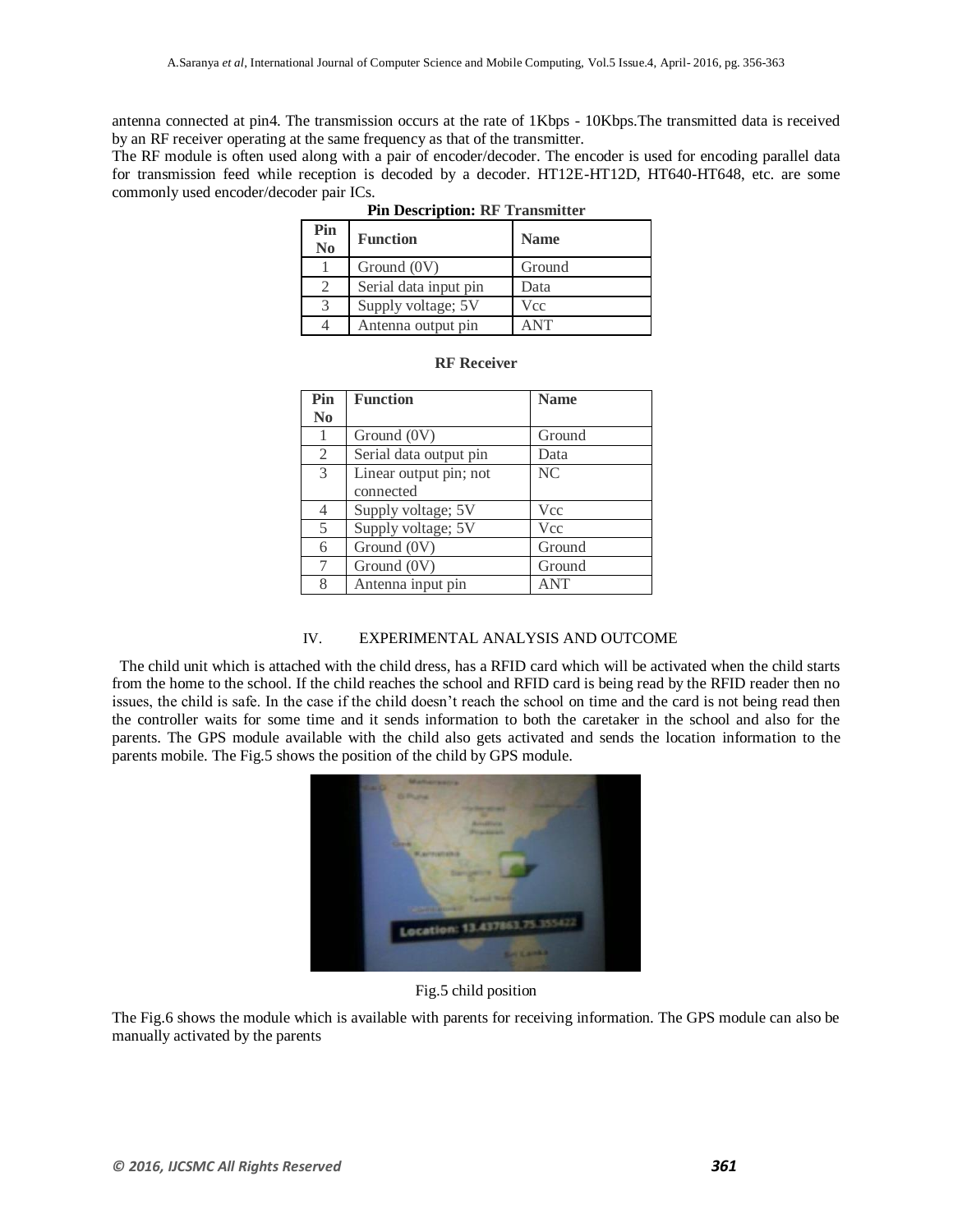antenna connected at pin4. The transmission occurs at the rate of 1Kbps - 10Kbps.The transmitted data is received by an RF receiver operating at the same frequency as that of the transmitter.

The RF module is often used along with a pair of encoder/decoder. The encoder is used for encoding parallel data for transmission feed while reception is decoded by a decoder. HT12E-HT12D, HT640-HT648, etc. are some commonly used encoder/decoder pair ICs.

**Pin Description: RF Transmitter**

| Pin No | Function | Name |
|---|---|---|
| 1 | Ground (0V) | Ground |
| 2 | Serial data input pin | Data |
| 3 | Supply voltage; 5V | Vcc |
| 4 | Antenna output pin | ANT |

**RF Receiver**

| Pin No | Function | Name |
|---|---|---|
| 1 | Ground (0V) | Ground |
| 2 | Serial data output pin | Data |
| 3 | Linear output pin; not connected | NC |
| 4 | Supply voltage; 5V | Vcc |
| 5 | Supply voltage; 5V | Vcc |
| 6 | Ground (0V) | Ground |
| 7 | Ground (0V) | Ground |
| 8 | Antenna input pin | ANT |

## IV. EXPERIMENTAL ANALYSIS AND OUTCOME

The child unit which is attached with the child dress, has a RFID card which will be activated when the child starts from the home to the school. If the child reaches the school and RFID card is being read by the RFID reader then no issues, the child is safe. In the case if the child doesn't reach the school on time and the card is not being read then the controller waits for some time and it sends information to both the caretaker in the school and also for the parents. The GPS module available with the child also gets activated and sends the location information to the parents mobile. The Fig.5 shows the position of the child by GPS module.

Fig.5 child position

The Fig.6 shows the module which is available with parents for receiving information. The GPS module can also be manually activated by the parents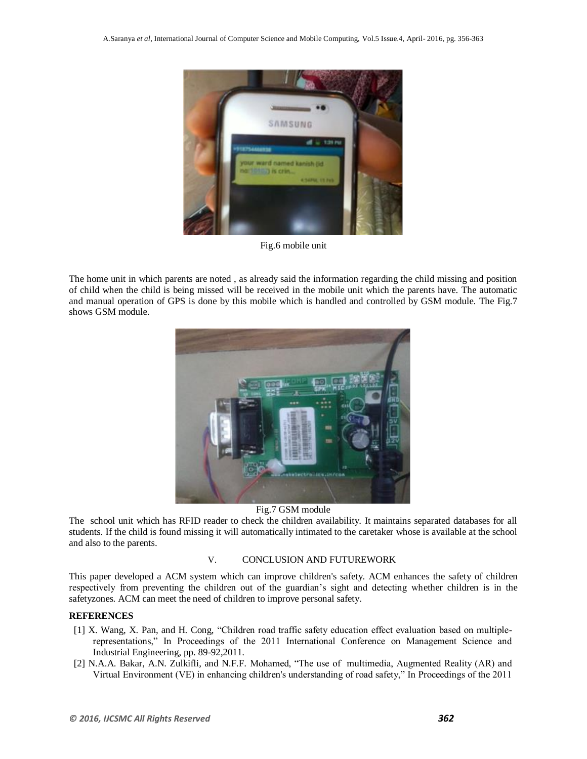Fig.6 mobile unit

The home unit in which parents are noted , as already said the information regarding the child missing and position of child when the child is being missed will be received in the mobile unit which the parents have. The automatic and manual operation of GPS is done by this mobile which is handled and controlled by GSM module. The Fig.7 shows GSM module.

Fig.7 GSM module

The school unit which has RFID reader to check the children availability. It maintains separated databases for all students. If the child is found missing it will automatically intimated to the caretaker whose is available at the school and also to the parents.

## V. CONCLUSION AND FUTUREWORK

This paper developed a ACM system which can improve children's safety. ACM enhances the safety of children respectively from preventing the children out of the guardian's sight and detecting whether children is in the safetyzones. ACM can meet the need of children to improve personal safety.

**REFERENCES**

[1] X. Wang, X. Pan, and H. Cong, "Children road traffic safety education effect evaluation based on multiple-representations," In Proceedings of the 2011 International Conference on Management Science and Industrial Engineering, pp. 89-92,2011.

[2] N.A.A. Bakar, A.N. Zulkifli, and N.F.F. Mohamed, "The use of multimedia, Augmented Reality (AR) and Virtual Environment (VE) in enhancing children's understanding of road safety," In Proceedings of the 2011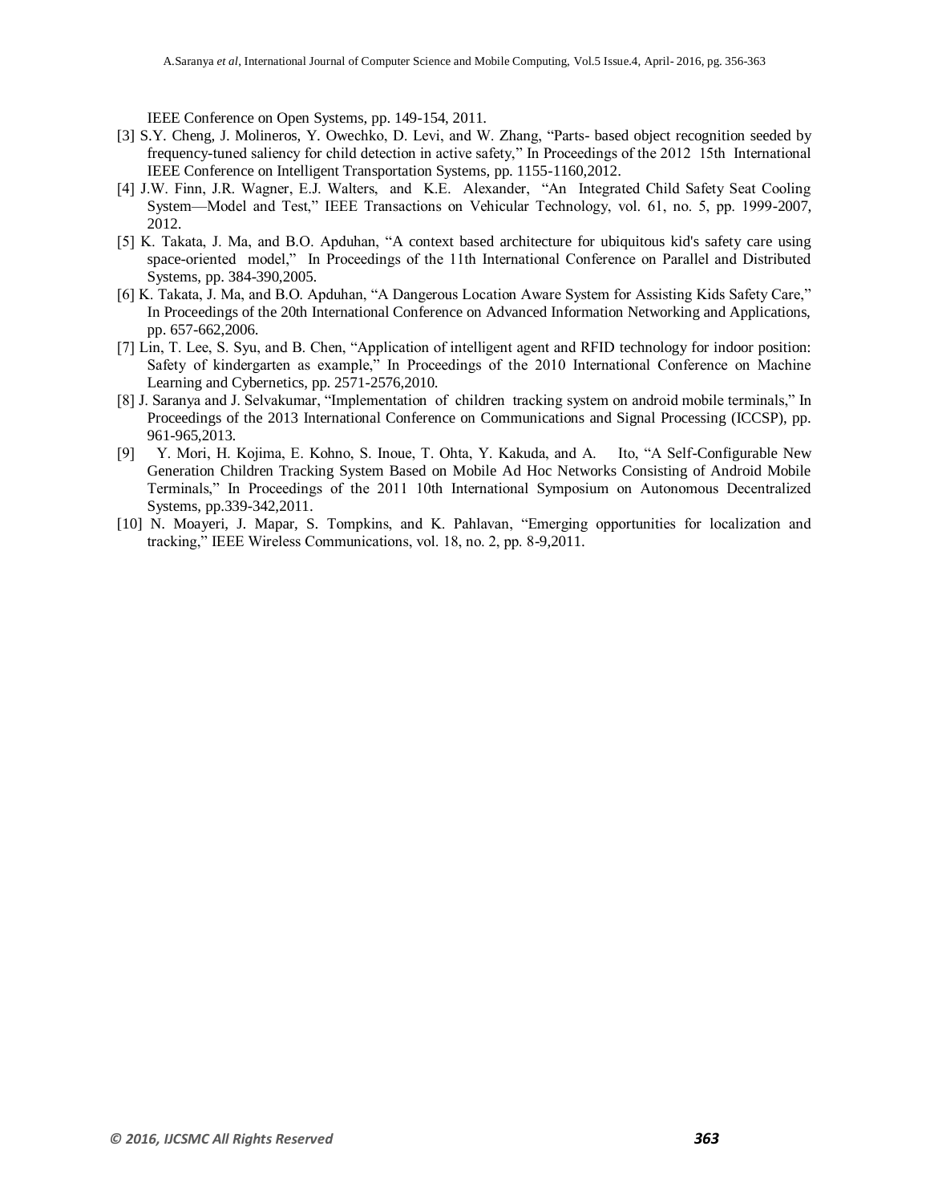IEEE Conference on Open Systems, pp. 149-154, 2011.

[3] S.Y. Cheng, J. Molineros, Y. Owechko, D. Levi, and W. Zhang, "Parts- based object recognition seeded by frequency-tuned saliency for child detection in active safety," In Proceedings of the 2012 15th International IEEE Conference on Intelligent Transportation Systems, pp. 1155-1160,2012.

[4] J.W. Finn, J.R. Wagner, E.J. Walters, and K.E. Alexander, "An Integrated Child Safety Seat Cooling System—Model and Test," IEEE Transactions on Vehicular Technology, vol. 61, no. 5, pp. 1999-2007, 2012.

[5] K. Takata, J. Ma, and B.O. Apduhan, "A context based architecture for ubiquitous kid's safety care using space-oriented model," In Proceedings of the 11th International Conference on Parallel and Distributed Systems, pp. 384-390,2005.

[6] K. Takata, J. Ma, and B.O. Apduhan, "A Dangerous Location Aware System for Assisting Kids Safety Care," In Proceedings of the 20th International Conference on Advanced Information Networking and Applications, pp. 657-662,2006.

[7] Lin, T. Lee, S. Syu, and B. Chen, "Application of intelligent agent and RFID technology for indoor position: Safety of kindergarten as example," In Proceedings of the 2010 International Conference on Machine Learning and Cybernetics, pp. 2571-2576,2010.

[8] J. Saranya and J. Selvakumar, "Implementation of children tracking system on android mobile terminals," In Proceedings of the 2013 International Conference on Communications and Signal Processing (ICCSP), pp. 961-965,2013.

[9] Y. Mori, H. Kojima, E. Kohno, S. Inoue, T. Ohta, Y. Kakuda, and A. Ito, "A Self-Configurable New Generation Children Tracking System Based on Mobile Ad Hoc Networks Consisting of Android Mobile Terminals," In Proceedings of the 2011 10th International Symposium on Autonomous Decentralized Systems, pp.339-342,2011.

[10] N. Moayeri, J. Mapar, S. Tompkins, and K. Pahlavan, "Emerging opportunities for localization and tracking," IEEE Wireless Communications, vol. 18, no. 2, pp. 8-9,2011.